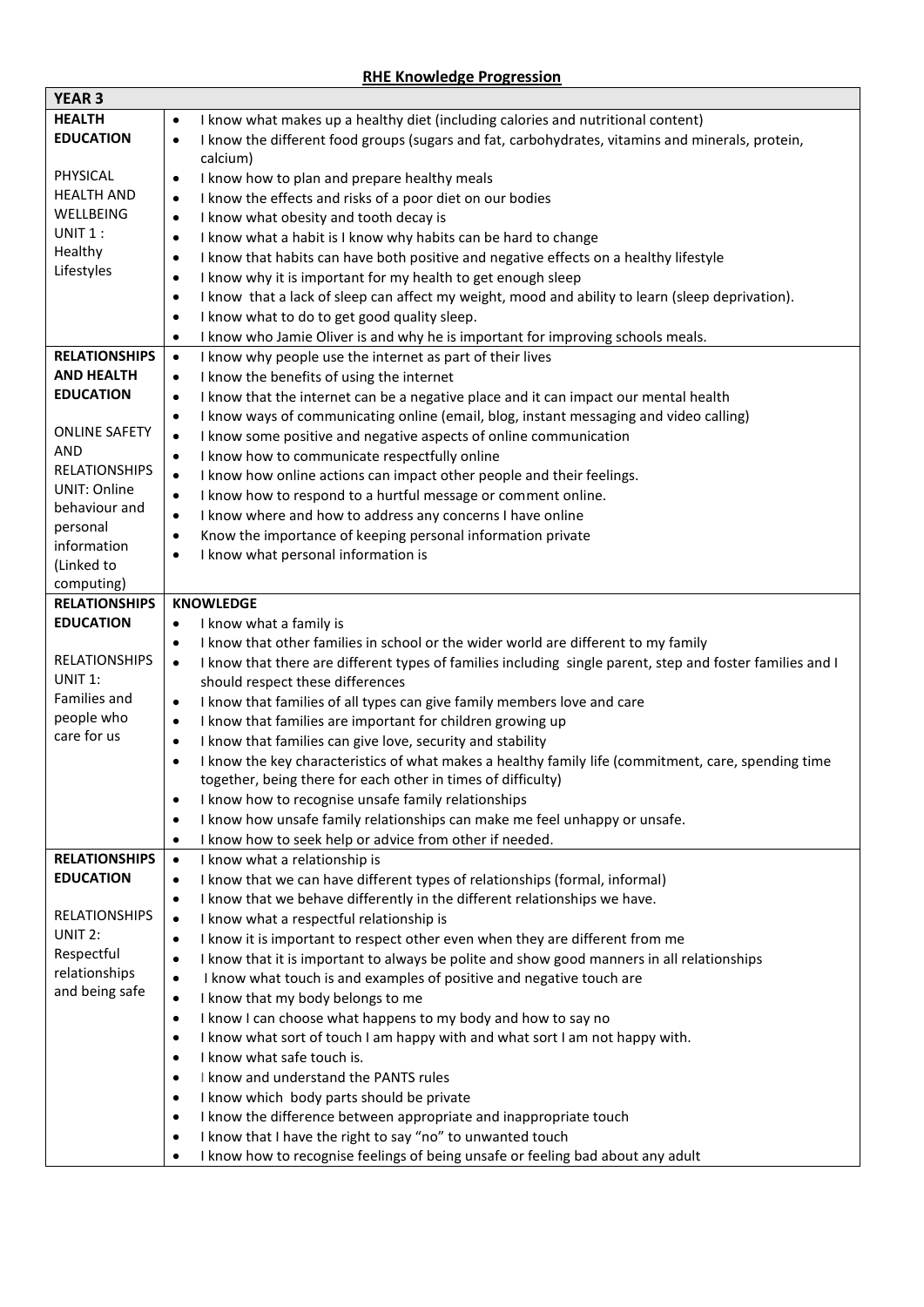# RHE Knowledge Progression

| YEAR 3 | |
|---|---|
| **HEALTH EDUCATION**<br><br>PHYSICAL HEALTH AND WELLBEING UNIT 1 : Healthy Lifestyles | • I know what makes up a healthy diet (including calories and nutritional content)<br>• I know the different food groups (sugars and fat, carbohydrates, vitamins and minerals, protein, calcium)<br>• I know how to plan and prepare healthy meals<br>• I know the effects and risks of a poor diet on our bodies<br>• I know what obesity and tooth decay is<br>• I know what a habit is I know why habits can be hard to change<br>• I know that habits can have both positive and negative effects on a healthy lifestyle<br>• I know why it is important for my health to get enough sleep<br>• I know that a lack of sleep can affect my weight, mood and ability to learn (sleep deprivation).<br>• I know what to do to get good quality sleep.<br>• I know who Jamie Oliver is and why he is important for improving schools meals. |
| **RELATIONSHIPS AND HEALTH EDUCATION**<br><br>ONLINE SAFETY AND RELATIONSHIPS UNIT: Online behaviour and personal information (Linked to computing) | • I know why people use the internet as part of their lives<br>• I know the benefits of using the internet<br>• I know that the internet can be a negative place and it can impact our mental health<br>• I know ways of communicating online (email, blog, instant messaging and video calling)<br>• I know some positive and negative aspects of online communication<br>• I know how to communicate respectfully online<br>• I know how online actions can impact other people and their feelings.<br>• I know how to respond to a hurtful message or comment online.<br>• I know where and how to address any concerns I have online<br>• Know the importance of keeping personal information private<br>• I know what personal information is |
| **RELATIONSHIPS EDUCATION**<br><br>RELATIONSHIPS UNIT 1: Families and people who care for us | **KNOWLEDGE**<br>• I know what a family is<br>• I know that other families in school or the wider world are different to my family<br>• I know that there are different types of families including single parent, step and foster families and I should respect these differences<br>• I know that families of all types can give family members love and care<br>• I know that families are important for children growing up<br>• I know that families can give love, security and stability<br>• I know the key characteristics of what makes a healthy family life (commitment, care, spending time together, being there for each other in times of difficulty)<br>• I know how to recognise unsafe family relationships<br>• I know how unsafe family relationships can make me feel unhappy or unsafe.<br>• I know how to seek help or advice from other if needed. |
| **RELATIONSHIPS EDUCATION**<br><br>RELATIONSHIPS UNIT 2: Respectful relationships and being safe | • I know what a relationship is<br>• I know that we can have different types of relationships (formal, informal)<br>• I know that we behave differently in the different relationships we have.<br>• I know what a respectful relationship is<br>• I know it is important to respect other even when they are different from me<br>• I know that it is important to always be polite and show good manners in all relationships<br>• I know what touch is and examples of positive and negative touch are<br>• I know that my body belongs to me<br>• I know I can choose what happens to my body and how to say no<br>• I know what sort of touch I am happy with and what sort I am not happy with.<br>• I know what safe touch is.<br>• I know and understand the PANTS rules<br>• I know which body parts should be private<br>• I know the difference between appropriate and inappropriate touch<br>• I know that I have the right to say "no" to unwanted touch<br>• I know how to recognise feelings of being unsafe or feeling bad about any adult |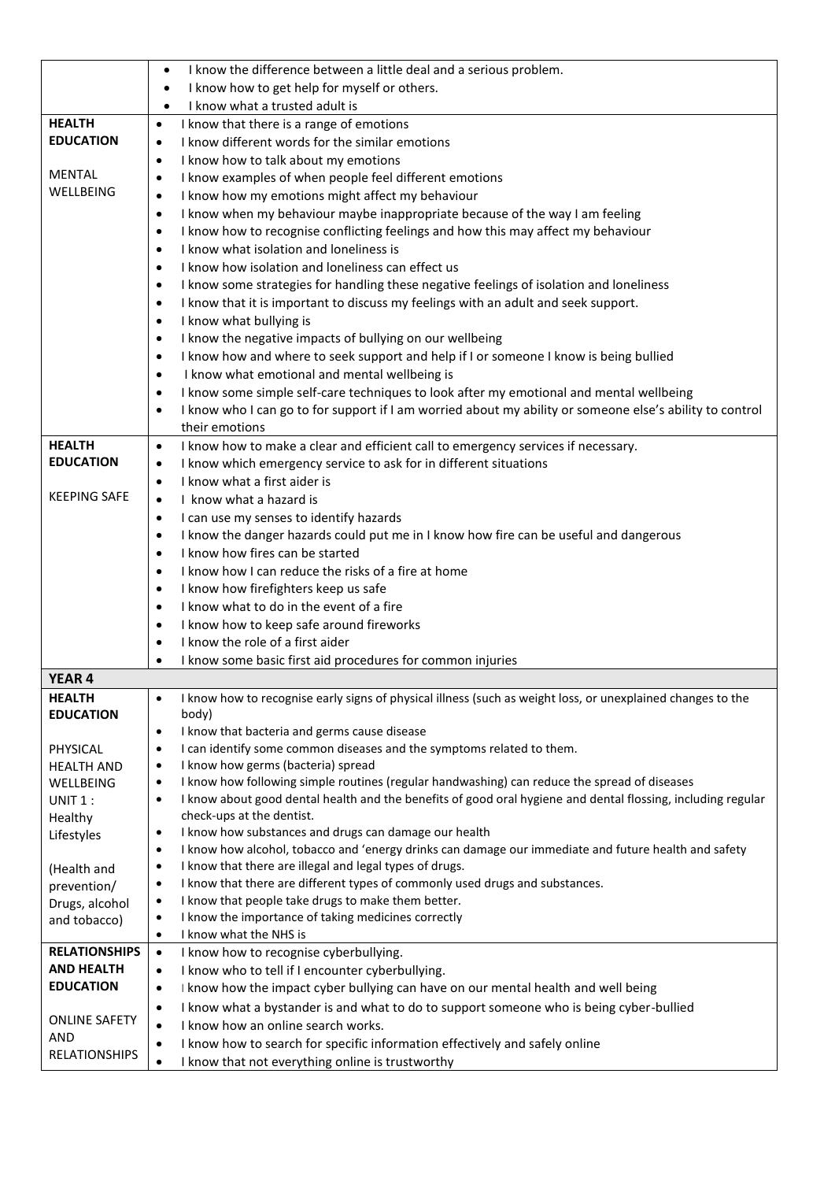| | |
|---|---|
| | • I know the difference between a little deal and a serious problem.<br>• I know how to get help for myself or others.<br>• I know what a trusted adult is |
| **HEALTH EDUCATION**<br><br>MENTAL WELLBEING | • I know that there is a range of emotions<br>• I know different words for the similar emotions<br>• I know how to talk about my emotions<br>• I know examples of when people feel different emotions<br>• I know how my emotions might affect my behaviour<br>• I know when my behaviour maybe inappropriate because of the way I am feeling<br>• I know how to recognise conflicting feelings and how this may affect my behaviour<br>• I know what isolation and loneliness is<br>• I know how isolation and loneliness can effect us<br>• I know some strategies for handling these negative feelings of isolation and loneliness<br>• I know that it is important to discuss my feelings with an adult and seek support.<br>• I know what bullying is<br>• I know the negative impacts of bullying on our wellbeing<br>• I know how and where to seek support and help if I or someone I know is being bullied<br>• I know what emotional and mental wellbeing is<br>• I know some simple self-care techniques to look after my emotional and mental wellbeing<br>• I know who I can go to for support if I am worried about my ability or someone else's ability to control their emotions |
| **HEALTH EDUCATION**<br><br>KEEPING SAFE | • I know how to make a clear and efficient call to emergency services if necessary.<br>• I know which emergency service to ask for in different situations<br>• I know what a first aider is<br>• I know what a hazard is<br>• I can use my senses to identify hazards<br>• I know the danger hazards could put me in I know how fire can be useful and dangerous<br>• I know how fires can be started<br>• I know how I can reduce the risks of a fire at home<br>• I know how firefighters keep us safe<br>• I know what to do in the event of a fire<br>• I know how to keep safe around fireworks<br>• I know the role of a first aider<br>• I know some basic first aid procedures for common injuries |
| **YEAR 4** | |
| **HEALTH EDUCATION**<br><br>PHYSICAL HEALTH AND WELLBEING<br>UNIT 1 : Healthy Lifestyles<br><br>(Health and prevention/ Drugs, alcohol and tobacco) | • I know how to recognise early signs of physical illness (such as weight loss, or unexplained changes to the body)<br>• I know that bacteria and germs cause disease<br>• I can identify some common diseases and the symptoms related to them.<br>• I know how germs (bacteria) spread<br>• I know how following simple routines (regular handwashing) can reduce the spread of diseases<br>• I know about good dental health and the benefits of good oral hygiene and dental flossing, including regular check-ups at the dentist.<br>• I know how substances and drugs can damage our health<br>• I know how alcohol, tobacco and 'energy drinks can damage our immediate and future health and safety<br>• I know that there are illegal and legal types of drugs.<br>• I know that there are different types of commonly used drugs and substances.<br>• I know that people take drugs to make them better.<br>• I know the importance of taking medicines correctly<br>• I know what the NHS is |
| **RELATIONSHIPS AND HEALTH EDUCATION**<br><br>ONLINE SAFETY AND RELATIONSHIPS | • I know how to recognise cyberbullying.<br>• I know who to tell if I encounter cyberbullying.<br>• I know how the impact cyber bullying can have on our mental health and well being<br>• I know what a bystander is and what to do to support someone who is being cyber-bullied<br>• I know how an online search works.<br>• I know how to search for specific information effectively and safely online<br>• I know that not everything online is trustworthy |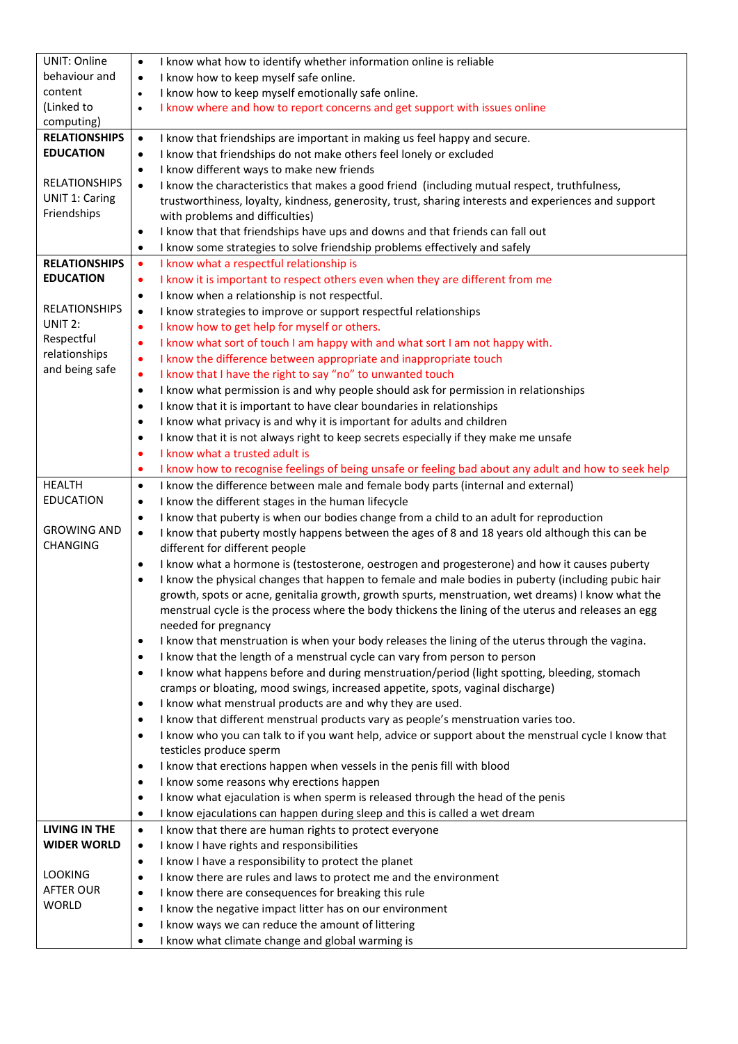| UNIT: Online behaviour and content (Linked to computing) | • I know what how to identify whether information online is reliable<br>• I know how to keep myself safe online.<br>• I know how to keep myself emotionally safe online.<br>• I know where and how to report concerns and get support with issues online |
|---|---|
| **RELATIONSHIPS EDUCATION**<br><br>RELATIONSHIPS UNIT 1: Caring Friendships | • I know that friendships are important in making us feel happy and secure.<br>• I know that friendships do not make others feel lonely or excluded<br>• I know different ways to make new friends<br>• I know the characteristics that makes a good friend (including mutual respect, truthfulness, trustworthiness, loyalty, kindness, generosity, trust, sharing interests and experiences and support with problems and difficulties)<br>• I know that that friendships have ups and downs and that friends can fall out<br>• I know some strategies to solve friendship problems effectively and safely |
| **RELATIONSHIPS EDUCATION**<br><br>RELATIONSHIPS UNIT 2: Respectful relationships and being safe | • I know what a respectful relationship is<br>• I know it is important to respect others even when they are different from me<br>• I know when a relationship is not respectful.<br>• I know strategies to improve or support respectful relationships<br>• I know how to get help for myself or others.<br>• I know what sort of touch I am happy with and what sort I am not happy with.<br>• I know the difference between appropriate and inappropriate touch<br>• I know that I have the right to say "no" to unwanted touch<br>• I know what permission is and why people should ask for permission in relationships<br>• I know that it is important to have clear boundaries in relationships<br>• I know what privacy is and why it is important for adults and children<br>• I know that it is not always right to keep secrets especially if they make me unsafe<br>• I know what a trusted adult is<br>• I know how to recognise feelings of being unsafe or feeling bad about any adult and how to seek help |
| HEALTH EDUCATION<br><br>GROWING AND CHANGING | • I know the difference between male and female body parts (internal and external)<br>• I know the different stages in the human lifecycle<br>• I know that puberty is when our bodies change from a child to an adult for reproduction<br>• I know that puberty mostly happens between the ages of 8 and 18 years old although this can be different for different people<br>• I know what a hormone is (testosterone, oestrogen and progesterone) and how it causes puberty<br>• I know the physical changes that happen to female and male bodies in puberty (including pubic hair growth, spots or acne, genitalia growth, growth spurts, menstruation, wet dreams) I know what the menstrual cycle is the process where the body thickens the lining of the uterus and releases an egg needed for pregnancy<br>• I know that menstruation is when your body releases the lining of the uterus through the vagina.<br>• I know that the length of a menstrual cycle can vary from person to person<br>• I know what happens before and during menstruation/period (light spotting, bleeding, stomach cramps or bloating, mood swings, increased appetite, spots, vaginal discharge)<br>• I know what menstrual products are and why they are used.<br>• I know that different menstrual products vary as people's menstruation varies too.<br>• I know who you can talk to if you want help, advice or support about the menstrual cycle I know that testicles produce sperm<br>• I know that erections happen when vessels in the penis fill with blood<br>• I know some reasons why erections happen<br>• I know what ejaculation is when sperm is released through the head of the penis<br>• I know ejaculations can happen during sleep and this is called a wet dream |
| **LIVING IN THE WIDER WORLD**<br><br>LOOKING AFTER OUR WORLD | • I know that there are human rights to protect everyone<br>• I know I have rights and responsibilities<br>• I know I have a responsibility to protect the planet<br>• I know there are rules and laws to protect me and the environment<br>• I know there are consequences for breaking this rule<br>• I know the negative impact litter has on our environment<br>• I know ways we can reduce the amount of littering<br>• I know what climate change and global warming is |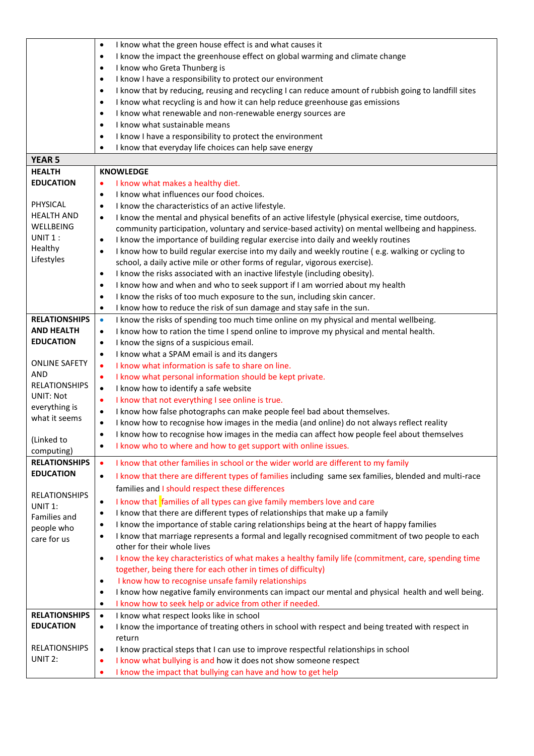| | |
|---|---|
| | • I know what the green house effect is and what causes it<br>• I know the impact the greenhouse effect on global warming and climate change<br>• I know who Greta Thunberg is<br>• I know I have a responsibility to protect our environment<br>• I know that by reducing, reusing and recycling I can reduce amount of rubbish going to landfill sites<br>• I know what recycling is and how it can help reduce greenhouse gas emissions<br>• I know what renewable and non-renewable energy sources are<br>• I know what sustainable means<br>• I know I have a responsibility to protect the environment<br>• I know that everyday life choices can help save energy |
| **YEAR 5** | |
| **HEALTH EDUCATION**<br><br>PHYSICAL HEALTH AND WELLBEING UNIT 1 : Healthy Lifestyles | **KNOWLEDGE**<br>• I know what makes a healthy diet.<br>• I know what influences our food choices.<br>• I know the characteristics of an active lifestyle.<br>• I know the mental and physical benefits of an active lifestyle (physical exercise, time outdoors, community participation, voluntary and service-based activity) on mental wellbeing and happiness.<br>• I know the importance of building regular exercise into daily and weekly routines<br>• I know how to build regular exercise into my daily and weekly routine ( e.g. walking or cycling to school, a daily active mile or other forms of regular, vigorous exercise).<br>• I know the risks associated with an inactive lifestyle (including obesity).<br>• I know how and when and who to seek support if I am worried about my health<br>• I know the risks of too much exposure to the sun, including skin cancer.<br>• I know how to reduce the risk of sun damage and stay safe in the sun. |
| **RELATIONSHIPS AND HEALTH EDUCATION**<br><br>ONLINE SAFETY AND RELATIONSHIPS UNIT: Not everything is what it seems<br><br>(Linked to computing) | • I know the risks of spending too much time online on my physical and mental wellbeing.<br>• I know how to ration the time I spend online to improve my physical and mental health.<br>• I know the signs of a suspicious email.<br>• I know what a SPAM email is and its dangers<br>• I know what information is safe to share on line.<br>• I know what personal information should be kept private.<br>• I know how to identify a safe website<br>• I know that not everything I see online is true.<br>• I know how false photographs can make people feel bad about themselves.<br>• I know how to recognise how images in the media (and online) do not always reflect reality<br>• I know how to recognise how images in the media can affect how people feel about themselves<br>• I know who to where and how to get support with online issues. |
| **RELATIONSHIPS EDUCATION**<br><br>RELATIONSHIPS UNIT 1: Families and people who care for us | • I know that other families in school or the wider world are different to my family<br>• I know that there are different types of families including same sex families, blended and multi-race families and I should respect these differences<br>• I know that families of all types can give family members love and care<br>• I know that there are different types of relationships that make up a family<br>• I know the importance of stable caring relationships being at the heart of happy families<br>• I know that marriage represents a formal and legally recognised commitment of two people to each other for their whole lives<br>• I know the key characteristics of what makes a healthy family life (commitment, care, spending time together, being there for each other in times of difficulty)<br>• I know how to recognise unsafe family relationships<br>• I know how negative family environments can impact our mental and physical health and well being.<br>• I know how to seek help or advice from other if needed. |
| **RELATIONSHIPS EDUCATION**<br><br>RELATIONSHIPS UNIT 2: | • I know what respect looks like in school<br>• I know the importance of treating others in school with respect and being treated with respect in return<br>• I know practical steps that I can use to improve respectful relationships in school<br>• I know what bullying is and how it does not show someone respect<br>• I know the impact that bullying can have and how to get help |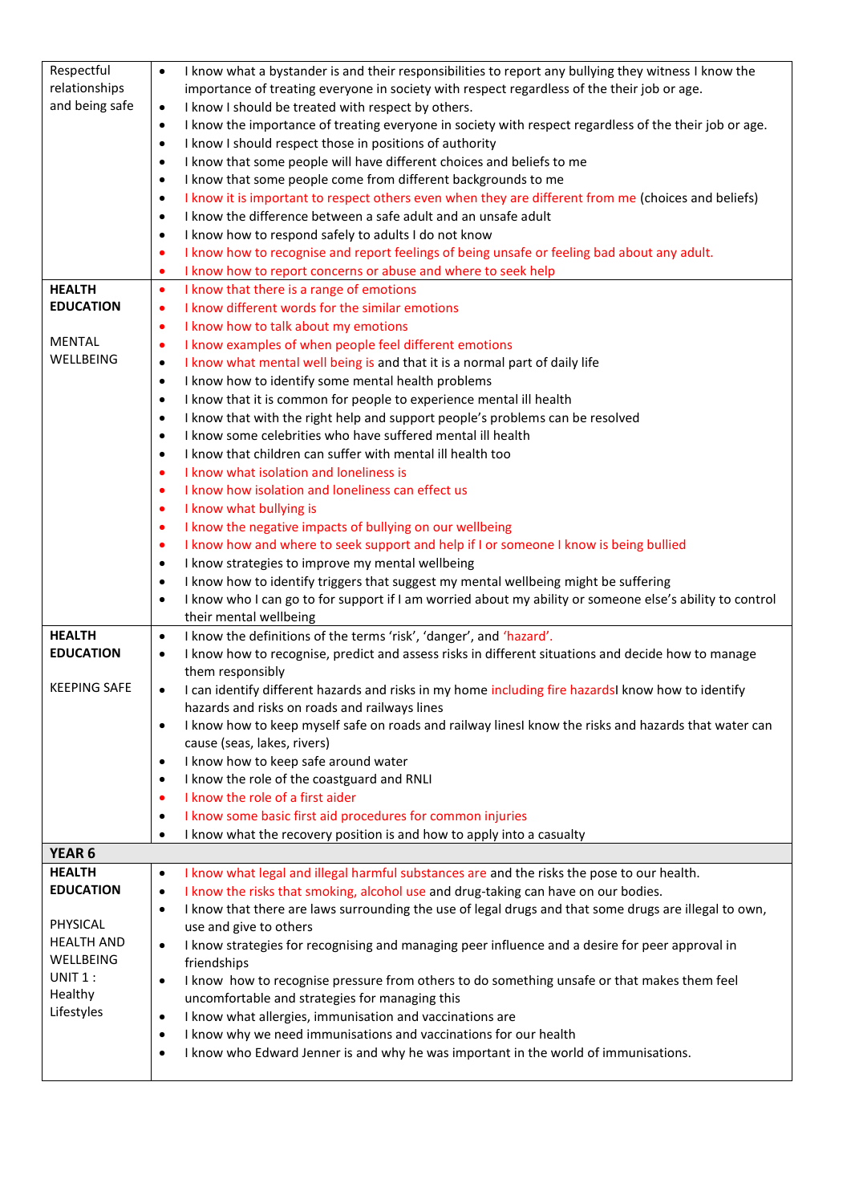| | |
|---|---|
| Respectful relationships and being safe | • I know what a bystander is and their responsibilities to report any bullying they witness I know the importance of treating everyone in society with respect regardless of the their job or age.<br>• I know I should be treated with respect by others.<br>• I know the importance of treating everyone in society with respect regardless of the their job or age.<br>• I know I should respect those in positions of authority<br>• I know that some people will have different choices and beliefs to me<br>• I know that some people come from different backgrounds to me<br>• I know it is important to respect others even when they are different from me (choices and beliefs)<br>• I know the difference between a safe adult and an unsafe adult<br>• I know how to respond safely to adults I do not know<br>• I know how to recognise and report feelings of being unsafe or feeling bad about any adult.<br>• I know how to report concerns or abuse and where to seek help |
| **HEALTH EDUCATION**<br><br>MENTAL WELLBEING | • I know that there is a range of emotions<br>• I know different words for the similar emotions<br>• I know how to talk about my emotions<br>• I know examples of when people feel different emotions<br>• I know what mental well being is and that it is a normal part of daily life<br>• I know how to identify some mental health problems<br>• I know that it is common for people to experience mental ill health<br>• I know that with the right help and support people's problems can be resolved<br>• I know some celebrities who have suffered mental ill health<br>• I know that children can suffer with mental ill health too<br>• I know what isolation and loneliness is<br>• I know how isolation and loneliness can effect us<br>• I know what bullying is<br>• I know the negative impacts of bullying on our wellbeing<br>• I know how and where to seek support and help if I or someone I know is being bullied<br>• I know strategies to improve my mental wellbeing<br>• I know how to identify triggers that suggest my mental wellbeing might be suffering<br>• I know who I can go to for support if I am worried about my ability or someone else's ability to control their mental wellbeing |
| **HEALTH EDUCATION**<br><br>KEEPING SAFE | • I know the definitions of the terms 'risk', 'danger', and 'hazard'.<br>• I know how to recognise, predict and assess risks in different situations and decide how to manage them responsibly<br>• I can identify different hazards and risks in my home including fire hazardsI know how to identify hazards and risks on roads and railways lines<br>• I know how to keep myself safe on roads and railway linesI know the risks and hazards that water can cause (seas, lakes, rivers)<br>• I know how to keep safe around water<br>• I know the role of the coastguard and RNLI<br>• I know the role of a first aider<br>• I know some basic first aid procedures for common injuries<br>• I know what the recovery position is and how to apply into a casualty |
| **YEAR 6** | |
| **HEALTH EDUCATION**<br><br>PHYSICAL HEALTH AND WELLBEING UNIT 1 : Healthy Lifestyles | • I know what legal and illegal harmful substances are and the risks the pose to our health.<br>• I know the risks that smoking, alcohol use and drug-taking can have on our bodies.<br>• I know that there are laws surrounding the use of legal drugs and that some drugs are illegal to own, use and give to others<br>• I know strategies for recognising and managing peer influence and a desire for peer approval in friendships<br>• I know how to recognise pressure from others to do something unsafe or that makes them feel uncomfortable and strategies for managing this<br>• I know what allergies, immunisation and vaccinations are<br>• I know why we need immunisations and vaccinations for our health<br>• I know who Edward Jenner is and why he was important in the world of immunisations. |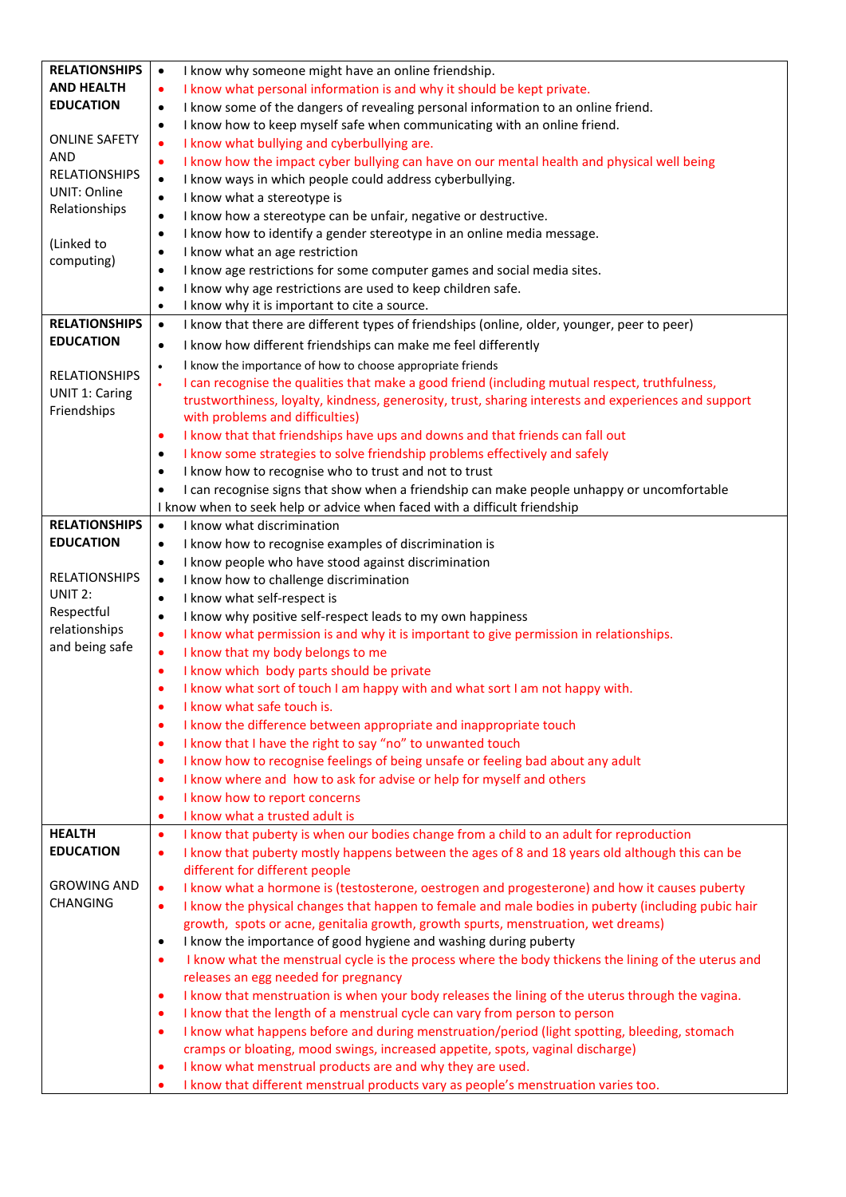| | |
|---|---|
| **RELATIONSHIPS AND HEALTH EDUCATION**<br><br>ONLINE SAFETY AND RELATIONSHIPS UNIT: Online Relationships<br><br>(Linked to computing) | • I know why someone might have an online friendship.<br>• I know what personal information is and why it should be kept private.<br>• I know some of the dangers of revealing personal information to an online friend.<br>• I know how to keep myself safe when communicating with an online friend.<br>• I know what bullying and cyberbullying are.<br>• I know how the impact cyber bullying can have on our mental health and physical well being<br>• I know ways in which people could address cyberbullying.<br>• I know what a stereotype is<br>• I know how a stereotype can be unfair, negative or destructive.<br>• I know how to identify a gender stereotype in an online media message.<br>• I know what an age restriction<br>• I know age restrictions for some computer games and social media sites.<br>• I know why age restrictions are used to keep children safe.<br>• I know why it is important to cite a source. |
| **RELATIONSHIPS EDUCATION**<br><br>RELATIONSHIPS UNIT 1: Caring Friendships | • I know that there are different types of friendships (online, older, younger, peer to peer)<br>• I know how different friendships can make me feel differently<br>• I know the importance of how to choose appropriate friends<br>• I can recognise the qualities that make a good friend (including mutual respect, truthfulness, trustworthiness, loyalty, kindness, generosity, trust, sharing interests and experiences and support with problems and difficulties)<br>• I know that that friendships have ups and downs and that friends can fall out<br>• I know some strategies to solve friendship problems effectively and safely<br>• I know how to recognise who to trust and not to trust<br>• I can recognise signs that show when a friendship can make people unhappy or uncomfortable<br>I know when to seek help or advice when faced with a difficult friendship |
| **RELATIONSHIPS EDUCATION**<br><br>RELATIONSHIPS UNIT 2: Respectful relationships and being safe | • I know what discrimination<br>• I know how to recognise examples of discrimination is<br>• I know people who have stood against discrimination<br>• I know how to challenge discrimination<br>• I know what self-respect is<br>• I know why positive self-respect leads to my own happiness<br>• I know what permission is and why it is important to give permission in relationships.<br>• I know that my body belongs to me<br>• I know which body parts should be private<br>• I know what sort of touch I am happy with and what sort I am not happy with.<br>• I know what safe touch is.<br>• I know the difference between appropriate and inappropriate touch<br>• I know that I have the right to say "no" to unwanted touch<br>• I know how to recognise feelings of being unsafe or feeling bad about any adult<br>• I know where and how to ask for advise or help for myself and others<br>• I know how to report concerns<br>• I know what a trusted adult is |
| **HEALTH EDUCATION**<br><br>GROWING AND CHANGING | • I know that puberty is when our bodies change from a child to an adult for reproduction<br>• I know that puberty mostly happens between the ages of 8 and 18 years old although this can be different for different people<br>• I know what a hormone is (testosterone, oestrogen and progesterone) and how it causes puberty<br>• I know the physical changes that happen to female and male bodies in puberty (including pubic hair growth, spots or acne, genitalia growth, growth spurts, menstruation, wet dreams)<br>• I know the importance of good hygiene and washing during puberty<br>• I know what the menstrual cycle is the process where the body thickens the lining of the uterus and releases an egg needed for pregnancy<br>• I know that menstruation is when your body releases the lining of the uterus through the vagina.<br>• I know that the length of a menstrual cycle can vary from person to person<br>• I know what happens before and during menstruation/period (light spotting, bleeding, stomach cramps or bloating, mood swings, increased appetite, spots, vaginal discharge)<br>• I know what menstrual products are and why they are used.<br>• I know that different menstrual products vary as people's menstruation varies too. |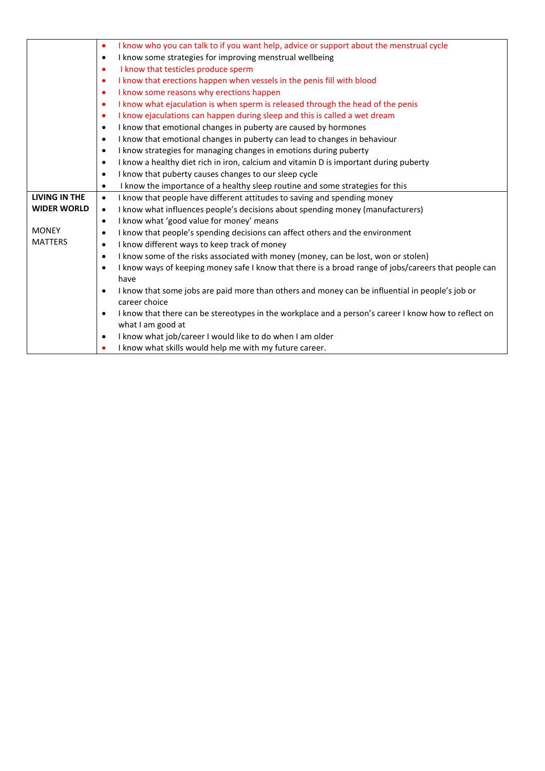| | |
|---|---|
| | <ul><li>I know who you can talk to if you want help, advice or support about the menstrual cycle</li><li>I know some strategies for improving menstrual wellbeing</li><li>I know that testicles produce sperm</li><li>I know that erections happen when vessels in the penis fill with blood</li><li>I know some reasons why erections happen</li><li>I know what ejaculation is when sperm is released through the head of the penis</li><li>I know ejaculations can happen during sleep and this is called a wet dream</li><li>I know that emotional changes in puberty are caused by hormones</li><li>I know that emotional changes in puberty can lead to changes in behaviour</li><li>I know strategies for managing changes in emotions during puberty</li><li>I know a healthy diet rich in iron, calcium and vitamin D is important during puberty</li><li>I know that puberty causes changes to our sleep cycle</li><li>I know the importance of a healthy sleep routine and some strategies for this</li></ul> |
| **LIVING IN THE WIDER WORLD**<br><br>MONEY MATTERS | <ul><li>I know that people have different attitudes to saving and spending money</li><li>I know what influences people's decisions about spending money (manufacturers)</li><li>I know what 'good value for money' means</li><li>I know that people's spending decisions can affect others and the environment</li><li>I know different ways to keep track of money</li><li>I know some of the risks associated with money (money, can be lost, won or stolen)</li><li>I know ways of keeping money safe I know that there is a broad range of jobs/careers that people can have</li><li>I know that some jobs are paid more than others and money can be influential in people's job or career choice</li><li>I know that there can be stereotypes in the workplace and a person's career I know how to reflect on what I am good at</li><li>I know what job/career I would like to do when I am older</li><li>I know what skills would help me with my future career.</li></ul> |